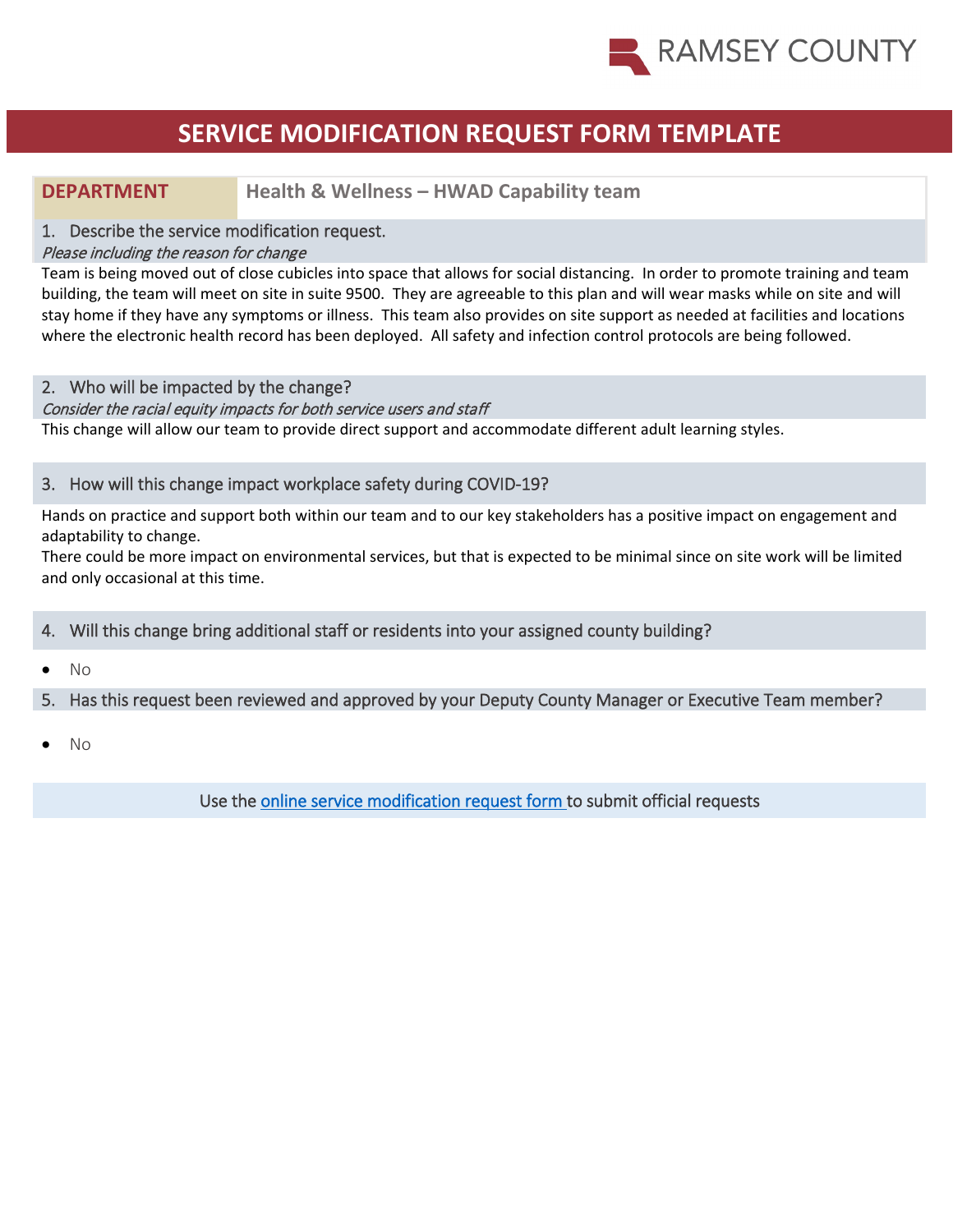RAMSEY COUNTY

# SERVICE MODIFICATION REQUEST FORM TEMPLATE

| DEPARTMENT | Health & Wellness – HWAD Capability team |
|---|---|

## 1. Describe the service modification request.

*Please including the reason for change*

Team is being moved out of close cubicles into space that allows for social distancing. In order to promote training and team building, the team will meet on site in suite 9500. They are agreeable to this plan and will wear masks while on site and will stay home if they have any symptoms or illness. This team also provides on site support as needed at facilities and locations where the electronic health record has been deployed. All safety and infection control protocols are being followed.

## 2. Who will be impacted by the change?

*Consider the racial equity impacts for both service users and staff*

This change will allow our team to provide direct support and accommodate different adult learning styles.

## 3. How will this change impact workplace safety during COVID-19?

Hands on practice and support both within our team and to our key stakeholders has a positive impact on engagement and adaptability to change.

There could be more impact on environmental services, but that is expected to be minimal since on site work will be limited and only occasional at this time.

## 4. Will this change bring additional staff or residents into your assigned county building?

- No

## 5. Has this request been reviewed and approved by your Deputy County Manager or Executive Team member?

- No

Use the online service modification request form to submit official requests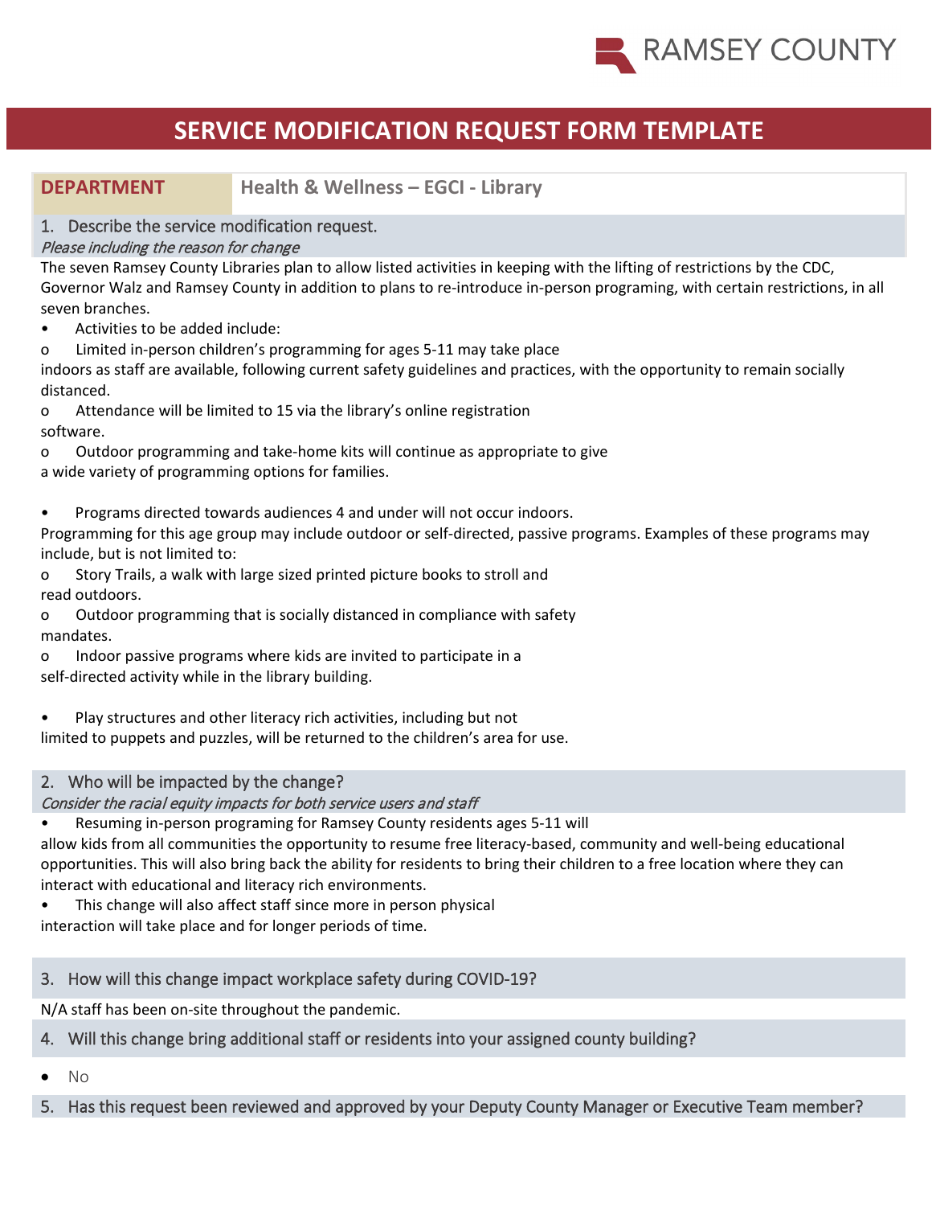# SERVICE MODIFICATION REQUEST FORM TEMPLATE

| **DEPARTMENT** | **Health & Wellness – EGCI - Library** |
|---|---|

## 1. Describe the service modification request.

*Please including the reason for change*

The seven Ramsey County Libraries plan to allow listed activities in keeping with the lifting of restrictions by the CDC, Governor Walz and Ramsey County in addition to plans to re-introduce in-person programing, with certain restrictions, in all seven branches.

- Activities to be added include:
  - Limited in-person children's programming for ages 5-11 may take place indoors as staff are available, following current safety guidelines and practices, with the opportunity to remain socially distanced.
  - Attendance will be limited to 15 via the library's online registration software.
  - Outdoor programming and take-home kits will continue as appropriate to give a wide variety of programming options for families.

- Programs directed towards audiences 4 and under will not occur indoors. Programming for this age group may include outdoor or self-directed, passive programs. Examples of these programs may include, but is not limited to:
  - Story Trails, a walk with large sized printed picture books to stroll and read outdoors.
  - Outdoor programming that is socially distanced in compliance with safety mandates.
  - Indoor passive programs where kids are invited to participate in a self-directed activity while in the library building.

- Play structures and other literacy rich activities, including but not limited to puppets and puzzles, will be returned to the children's area for use.

## 2. Who will be impacted by the change?

*Consider the racial equity impacts for both service users and staff*

- Resuming in-person programing for Ramsey County residents ages 5-11 will allow kids from all communities the opportunity to resume free literacy-based, community and well-being educational opportunities. This will also bring back the ability for residents to bring their children to a free location where they can interact with educational and literacy rich environments.
- This change will also affect staff since more in person physical interaction will take place and for longer periods of time.

## 3. How will this change impact workplace safety during COVID-19?

N/A staff has been on-site throughout the pandemic.

## 4. Will this change bring additional staff or residents into your assigned county building?

- No

## 5. Has this request been reviewed and approved by your Deputy County Manager or Executive Team member?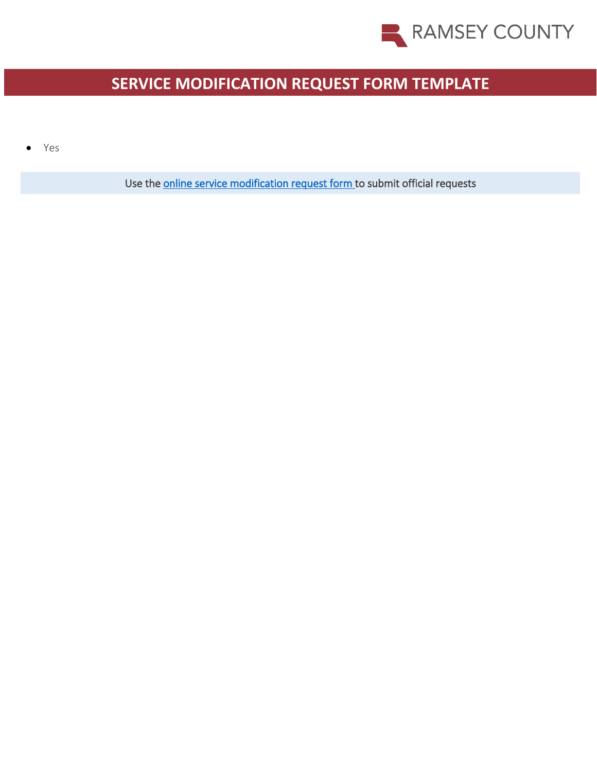# SERVICE MODIFICATION REQUEST FORM TEMPLATE

- Yes

Use the online service modification request form to submit official requests